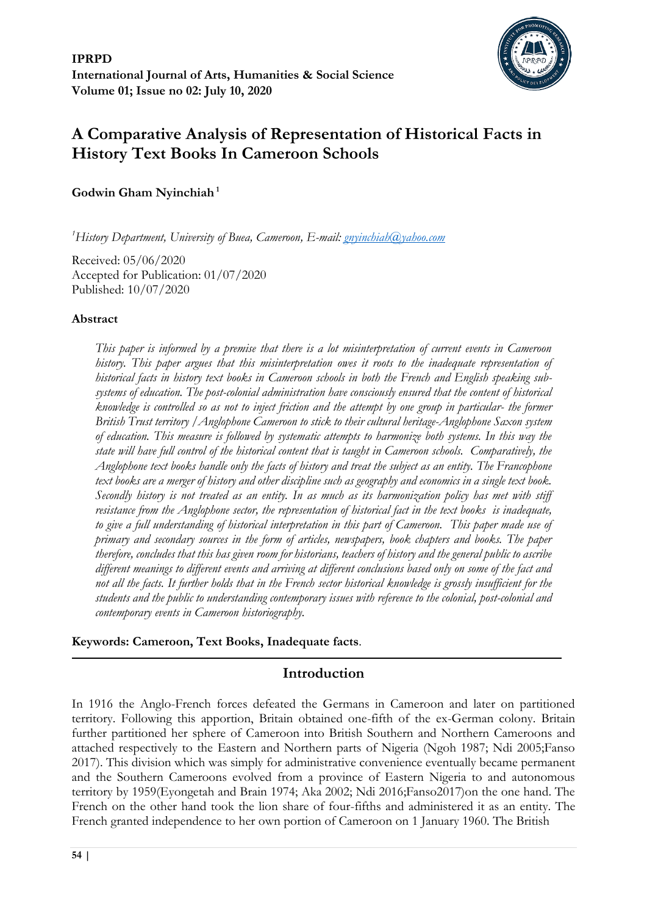**IPRPD**
**International Journal of Arts, Humanities & Social Science**
**Volume 01; Issue no 02: July 10, 2020**

# A Comparative Analysis of Representation of Historical Facts in History Text Books In Cameroon Schools

**Godwin Gham Nyinchiah** [1]

[1] *History Department, University of Buea, Cameroon, E-mail: gnyinchiah@yahoo.com*

Received: 05/06/2020
Accepted for Publication: 01/07/2020
Published: 10/07/2020

### Abstract

*This paper is informed by a premise that there is a lot misinterpretation of current events in Cameroon history. This paper argues that this misinterpretation owes it roots to the inadequate representation of historical facts in history text books in Cameroon schools in both the French and English speaking sub-systems of education. The post-colonial administration have consciously ensured that the content of historical knowledge is controlled so as not to inject friction and the attempt by one group in particular- the former British Trust territory /Anglophone Cameroon to stick to their cultural heritage-Anglophone Saxon system of education. This measure is followed by systematic attempts to harmonize both systems. In this way the state will have full control of the historical content that is taught in Cameroon schools. Comparatively, the Anglophone text books handle only the facts of history and treat the subject as an entity. The Francophone text books are a merger of history and other discipline such as geography and economics in a single text book. Secondly history is not treated as an entity. In as much as its harmonization policy has met with stiff resistance from the Anglophone sector, the representation of historical fact in the text books is inadequate, to give a full understanding of historical interpretation in this part of Cameroon. This paper made use of primary and secondary sources in the form of articles, newspapers, book chapters and books. The paper therefore, concludes that this has given room for historians, teachers of history and the general public to ascribe different meanings to different events and arriving at different conclusions based only on some of the fact and not all the facts. It further holds that in the French sector historical knowledge is grossly insufficient for the students and the public to understanding contemporary issues with reference to the colonial, post-colonial and contemporary events in Cameroon historiography.*

**Keywords: Cameroon, Text Books, Inadequate facts**.

## Introduction

In 1916 the Anglo-French forces defeated the Germans in Cameroon and later on partitioned territory. Following this apportion, Britain obtained one-fifth of the ex-German colony. Britain further partitioned her sphere of Cameroon into British Southern and Northern Cameroons and attached respectively to the Eastern and Northern parts of Nigeria (Ngoh 1987; Ndi 2005;Fanso 2017). This division which was simply for administrative convenience eventually became permanent and the Southern Cameroons evolved from a province of Eastern Nigeria to and autonomous territory by 1959(Eyongetah and Brain 1974; Aka 2002; Ndi 2016;Fanso2017)on the one hand. The French on the other hand took the lion share of four-fifths and administered it as an entity. The French granted independence to her own portion of Cameroon on 1 January 1960. The British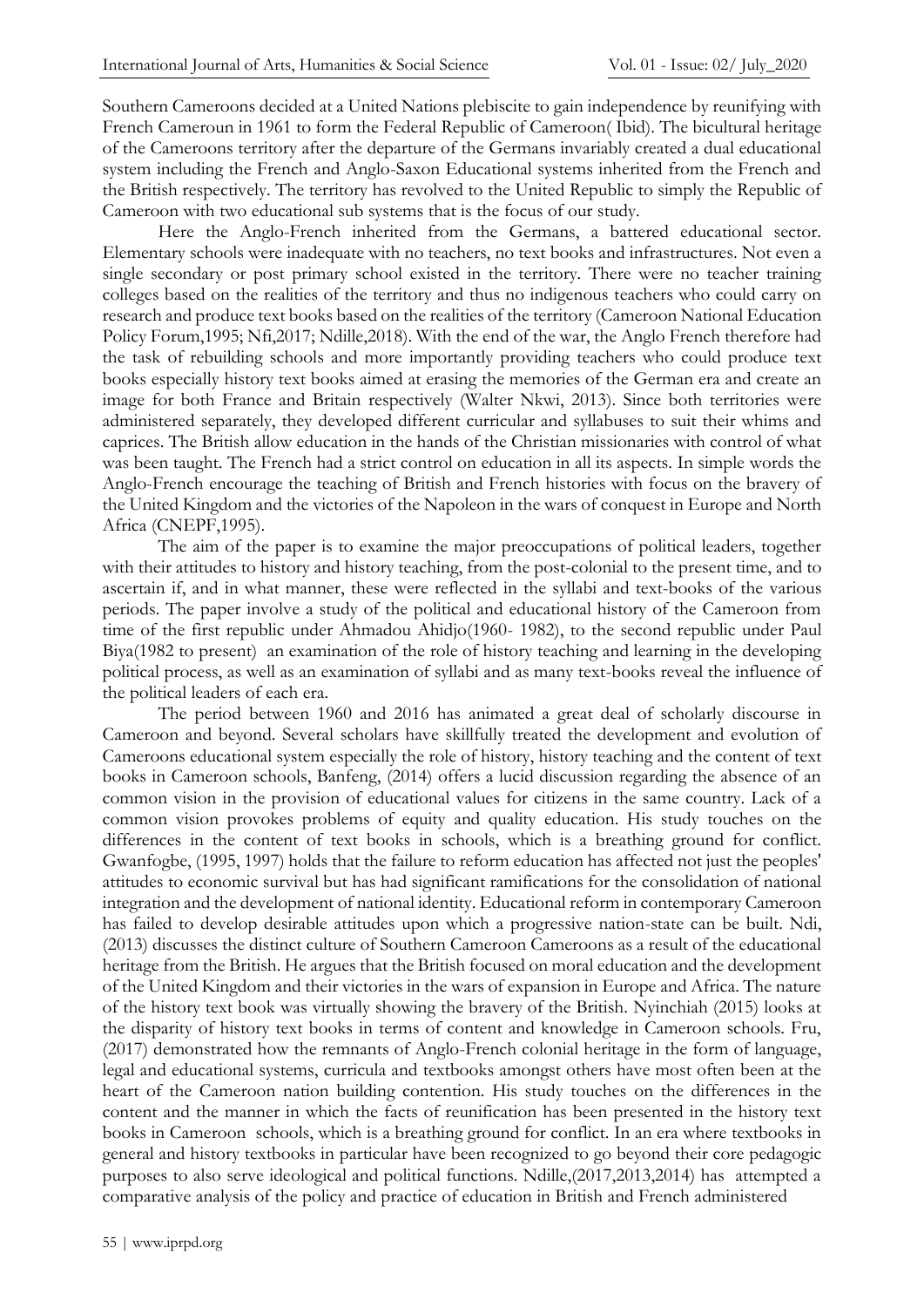Southern Cameroons decided at a United Nations plebiscite to gain independence by reunifying with French Cameroun in 1961 to form the Federal Republic of Cameroon( Ibid). The bicultural heritage of the Cameroons territory after the departure of the Germans invariably created a dual educational system including the French and Anglo-Saxon Educational systems inherited from the French and the British respectively. The territory has revolved to the United Republic to simply the Republic of Cameroon with two educational sub systems that is the focus of our study.

Here the Anglo-French inherited from the Germans, a battered educational sector. Elementary schools were inadequate with no teachers, no text books and infrastructures. Not even a single secondary or post primary school existed in the territory. There were no teacher training colleges based on the realities of the territory and thus no indigenous teachers who could carry on research and produce text books based on the realities of the territory (Cameroon National Education Policy Forum,1995; Nfi,2017; Ndille,2018). With the end of the war, the Anglo French therefore had the task of rebuilding schools and more importantly providing teachers who could produce text books especially history text books aimed at erasing the memories of the German era and create an image for both France and Britain respectively (Walter Nkwi, 2013). Since both territories were administered separately, they developed different curricular and syllabuses to suit their whims and caprices. The British allow education in the hands of the Christian missionaries with control of what was been taught. The French had a strict control on education in all its aspects. In simple words the Anglo-French encourage the teaching of British and French histories with focus on the bravery of the United Kingdom and the victories of the Napoleon in the wars of conquest in Europe and North Africa (CNEPF,1995).

The aim of the paper is to examine the major preoccupations of political leaders, together with their attitudes to history and history teaching, from the post-colonial to the present time, and to ascertain if, and in what manner, these were reflected in the syllabi and text-books of the various periods. The paper involve a study of the political and educational history of the Cameroon from time of the first republic under Ahmadou Ahidjo(1960- 1982), to the second republic under Paul Biya(1982 to present) an examination of the role of history teaching and learning in the developing political process, as well as an examination of syllabi and as many text-books reveal the influence of the political leaders of each era.

The period between 1960 and 2016 has animated a great deal of scholarly discourse in Cameroon and beyond. Several scholars have skillfully treated the development and evolution of Cameroons educational system especially the role of history, history teaching and the content of text books in Cameroon schools, Banfeng, (2014) offers a lucid discussion regarding the absence of an common vision in the provision of educational values for citizens in the same country. Lack of a common vision provokes problems of equity and quality education. His study touches on the differences in the content of text books in schools, which is a breathing ground for conflict. Gwanfogbe, (1995, 1997) holds that the failure to reform education has affected not just the peoples' attitudes to economic survival but has had significant ramifications for the consolidation of national integration and the development of national identity. Educational reform in contemporary Cameroon has failed to develop desirable attitudes upon which a progressive nation-state can be built. Ndi, (2013) discusses the distinct culture of Southern Cameroon Cameroons as a result of the educational heritage from the British. He argues that the British focused on moral education and the development of the United Kingdom and their victories in the wars of expansion in Europe and Africa. The nature of the history text book was virtually showing the bravery of the British. Nyinchiah (2015) looks at the disparity of history text books in terms of content and knowledge in Cameroon schools. Fru, (2017) demonstrated how the remnants of Anglo-French colonial heritage in the form of language, legal and educational systems, curricula and textbooks amongst others have most often been at the heart of the Cameroon nation building contention. His study touches on the differences in the content and the manner in which the facts of reunification has been presented in the history text books in Cameroon schools, which is a breathing ground for conflict. In an era where textbooks in general and history textbooks in particular have been recognized to go beyond their core pedagogic purposes to also serve ideological and political functions. Ndille,(2017,2013,2014) has attempted a comparative analysis of the policy and practice of education in British and French administered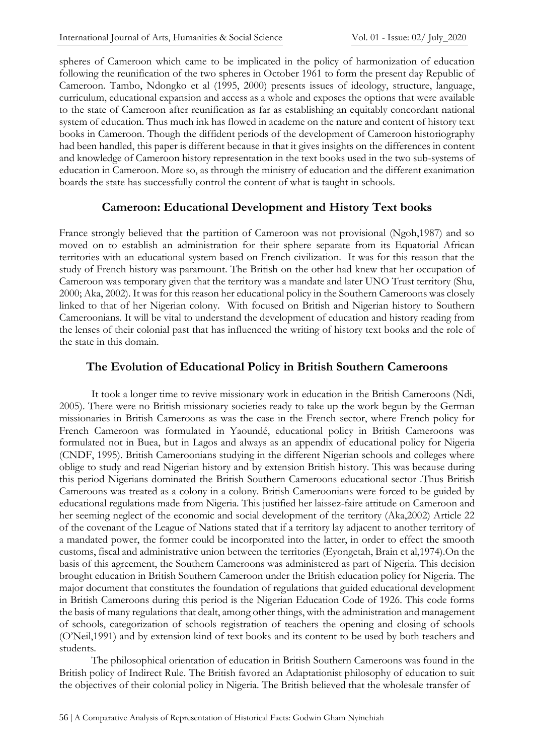spheres of Cameroon which came to be implicated in the policy of harmonization of education following the reunification of the two spheres in October 1961 to form the present day Republic of Cameroon. Tambo, Ndongko et al (1995, 2000) presents issues of ideology, structure, language, curriculum, educational expansion and access as a whole and exposes the options that were available to the state of Cameroon after reunification as far as establishing an equitably concordant national system of education. Thus much ink has flowed in academe on the nature and content of history text books in Cameroon. Though the diffident periods of the development of Cameroon historiography had been handled, this paper is different because in that it gives insights on the differences in content and knowledge of Cameroon history representation in the text books used in the two sub-systems of education in Cameroon. More so, as through the ministry of education and the different exanimation boards the state has successfully control the content of what is taught in schools.

## Cameroon: Educational Development and History Text books

France strongly believed that the partition of Cameroon was not provisional (Ngoh,1987) and so moved on to establish an administration for their sphere separate from its Equatorial African territories with an educational system based on French civilization. It was for this reason that the study of French history was paramount. The British on the other had knew that her occupation of Cameroon was temporary given that the territory was a mandate and later UNO Trust territory (Shu, 2000; Aka, 2002). It was for this reason her educational policy in the Southern Cameroons was closely linked to that of her Nigerian colony. With focused on British and Nigerian history to Southern Cameroonians. It will be vital to understand the development of education and history reading from the lenses of their colonial past that has influenced the writing of history text books and the role of the state in this domain.

## The Evolution of Educational Policy in British Southern Cameroons

It took a longer time to revive missionary work in education in the British Cameroons (Ndi, 2005). There were no British missionary societies ready to take up the work begun by the German missionaries in British Cameroons as was the case in the French sector, where French policy for French Cameroon was formulated in Yaoundé, educational policy in British Cameroons was formulated not in Buea, but in Lagos and always as an appendix of educational policy for Nigeria (CNDF, 1995). British Cameroonians studying in the different Nigerian schools and colleges where oblige to study and read Nigerian history and by extension British history. This was because during this period Nigerians dominated the British Southern Cameroons educational sector .Thus British Cameroons was treated as a colony in a colony. British Cameroonians were forced to be guided by educational regulations made from Nigeria. This justified her laissez-faire attitude on Cameroon and her seeming neglect of the economic and social development of the territory (Aka,2002) Article 22 of the covenant of the League of Nations stated that if a territory lay adjacent to another territory of a mandated power, the former could be incorporated into the latter, in order to effect the smooth customs, fiscal and administrative union between the territories (Eyongetah, Brain et al,1974).On the basis of this agreement, the Southern Cameroons was administered as part of Nigeria. This decision brought education in British Southern Cameroon under the British education policy for Nigeria. The major document that constitutes the foundation of regulations that guided educational development in British Cameroons during this period is the Nigerian Education Code of 1926. This code forms the basis of many regulations that dealt, among other things, with the administration and management of schools, categorization of schools registration of teachers the opening and closing of schools (O'Neil,1991) and by extension kind of text books and its content to be used by both teachers and students.

The philosophical orientation of education in British Southern Cameroons was found in the British policy of Indirect Rule. The British favored an Adaptationist philosophy of education to suit the objectives of their colonial policy in Nigeria. The British believed that the wholesale transfer of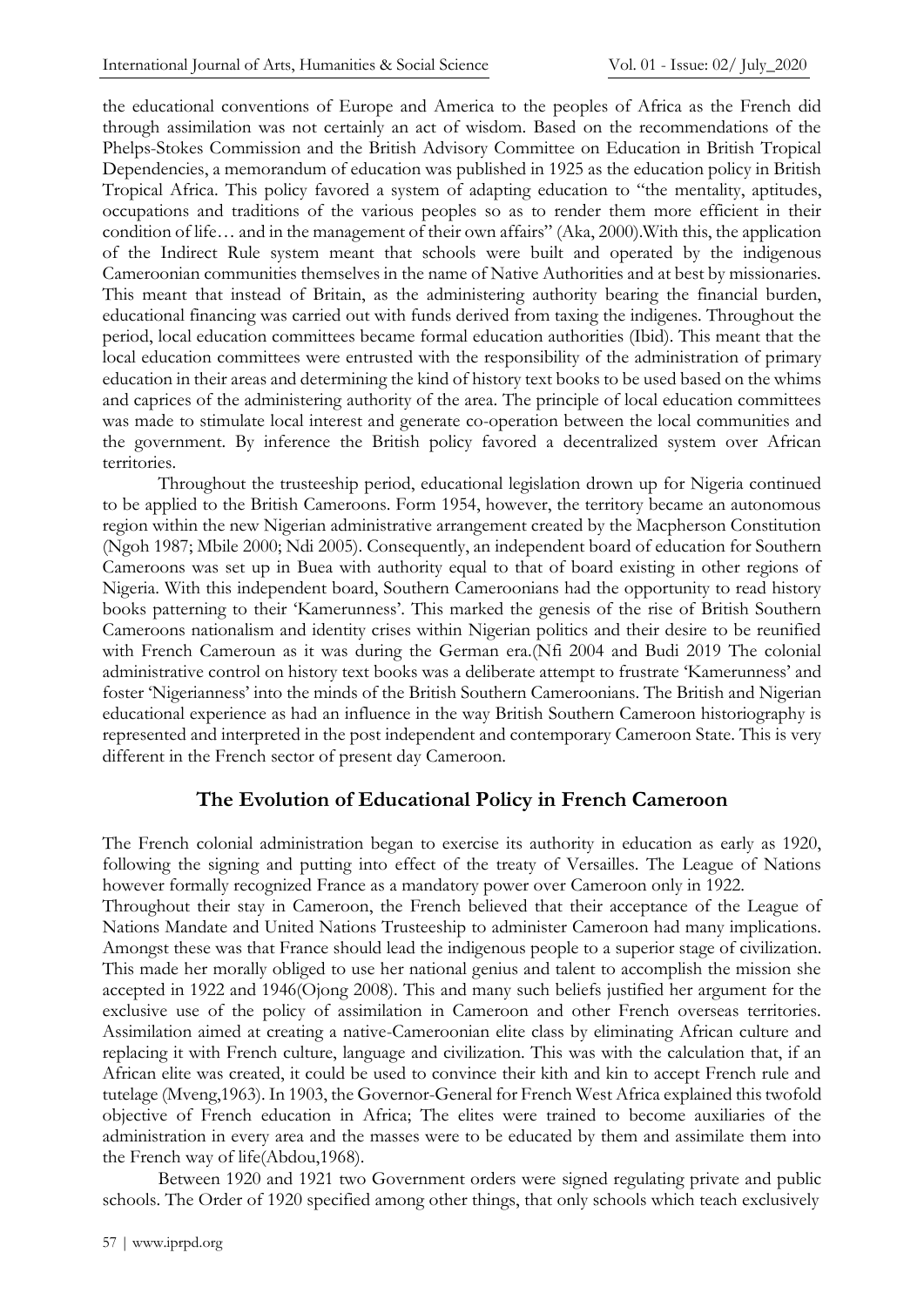the educational conventions of Europe and America to the peoples of Africa as the French did through assimilation was not certainly an act of wisdom. Based on the recommendations of the Phelps-Stokes Commission and the British Advisory Committee on Education in British Tropical Dependencies, a memorandum of education was published in 1925 as the education policy in British Tropical Africa. This policy favored a system of adapting education to "the mentality, aptitudes, occupations and traditions of the various peoples so as to render them more efficient in their condition of life… and in the management of their own affairs" (Aka, 2000).With this, the application of the Indirect Rule system meant that schools were built and operated by the indigenous Cameroonian communities themselves in the name of Native Authorities and at best by missionaries. This meant that instead of Britain, as the administering authority bearing the financial burden, educational financing was carried out with funds derived from taxing the indigenes. Throughout the period, local education committees became formal education authorities (Ibid). This meant that the local education committees were entrusted with the responsibility of the administration of primary education in their areas and determining the kind of history text books to be used based on the whims and caprices of the administering authority of the area. The principle of local education committees was made to stimulate local interest and generate co-operation between the local communities and the government. By inference the British policy favored a decentralized system over African territories.

Throughout the trusteeship period, educational legislation drown up for Nigeria continued to be applied to the British Cameroons. Form 1954, however, the territory became an autonomous region within the new Nigerian administrative arrangement created by the Macpherson Constitution (Ngoh 1987; Mbile 2000; Ndi 2005). Consequently, an independent board of education for Southern Cameroons was set up in Buea with authority equal to that of board existing in other regions of Nigeria. With this independent board, Southern Cameroonians had the opportunity to read history books patterning to their 'Kamerunness'. This marked the genesis of the rise of British Southern Cameroons nationalism and identity crises within Nigerian politics and their desire to be reunified with French Cameroun as it was during the German era.(Nfi 2004 and Budi 2019 The colonial administrative control on history text books was a deliberate attempt to frustrate 'Kamerunness' and foster 'Nigerianness' into the minds of the British Southern Cameroonians. The British and Nigerian educational experience as had an influence in the way British Southern Cameroon historiography is represented and interpreted in the post independent and contemporary Cameroon State. This is very different in the French sector of present day Cameroon.

## The Evolution of Educational Policy in French Cameroon

The French colonial administration began to exercise its authority in education as early as 1920, following the signing and putting into effect of the treaty of Versailles. The League of Nations however formally recognized France as a mandatory power over Cameroon only in 1922.

Throughout their stay in Cameroon, the French believed that their acceptance of the League of Nations Mandate and United Nations Trusteeship to administer Cameroon had many implications. Amongst these was that France should lead the indigenous people to a superior stage of civilization. This made her morally obliged to use her national genius and talent to accomplish the mission she accepted in 1922 and 1946(Ojong 2008). This and many such beliefs justified her argument for the exclusive use of the policy of assimilation in Cameroon and other French overseas territories. Assimilation aimed at creating a native-Cameroonian elite class by eliminating African culture and replacing it with French culture, language and civilization. This was with the calculation that, if an African elite was created, it could be used to convince their kith and kin to accept French rule and tutelage (Mveng,1963). In 1903, the Governor-General for French West Africa explained this twofold objective of French education in Africa; The elites were trained to become auxiliaries of the administration in every area and the masses were to be educated by them and assimilate them into the French way of life(Abdou,1968).

Between 1920 and 1921 two Government orders were signed regulating private and public schools. The Order of 1920 specified among other things, that only schools which teach exclusively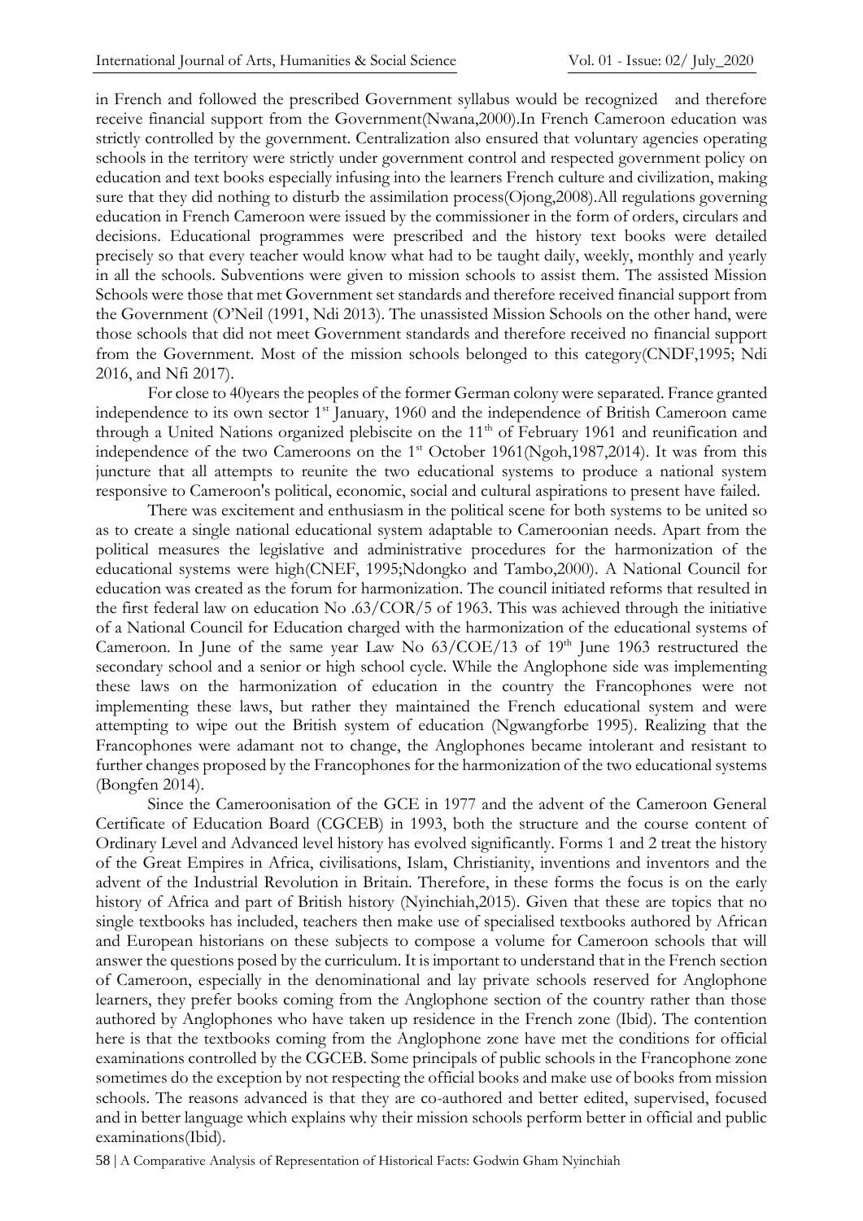in French and followed the prescribed Government syllabus would be recognized and therefore receive financial support from the Government(Nwana,2000).In French Cameroon education was strictly controlled by the government. Centralization also ensured that voluntary agencies operating schools in the territory were strictly under government control and respected government policy on education and text books especially infusing into the learners French culture and civilization, making sure that they did nothing to disturb the assimilation process(Ojong,2008).All regulations governing education in French Cameroon were issued by the commissioner in the form of orders, circulars and decisions. Educational programmes were prescribed and the history text books were detailed precisely so that every teacher would know what had to be taught daily, weekly, monthly and yearly in all the schools. Subventions were given to mission schools to assist them. The assisted Mission Schools were those that met Government set standards and therefore received financial support from the Government (O'Neil (1991, Ndi 2013). The unassisted Mission Schools on the other hand, were those schools that did not meet Government standards and therefore received no financial support from the Government. Most of the mission schools belonged to this category(CNDF,1995; Ndi 2016, and Nfi 2017).

For close to 40years the peoples of the former German colony were separated. France granted independence to its own sector 1st January, 1960 and the independence of British Cameroon came through a United Nations organized plebiscite on the 11th of February 1961 and reunification and independence of the two Cameroons on the 1st October 1961(Ngoh,1987,2014). It was from this juncture that all attempts to reunite the two educational systems to produce a national system responsive to Cameroon's political, economic, social and cultural aspirations to present have failed.

There was excitement and enthusiasm in the political scene for both systems to be united so as to create a single national educational system adaptable to Cameroonian needs. Apart from the political measures the legislative and administrative procedures for the harmonization of the educational systems were high(CNEF, 1995;Ndongko and Tambo,2000). A National Council for education was created as the forum for harmonization. The council initiated reforms that resulted in the first federal law on education No .63/COR/5 of 1963. This was achieved through the initiative of a National Council for Education charged with the harmonization of the educational systems of Cameroon. In June of the same year Law No 63/COE/13 of 19th June 1963 restructured the secondary school and a senior or high school cycle. While the Anglophone side was implementing these laws on the harmonization of education in the country the Francophones were not implementing these laws, but rather they maintained the French educational system and were attempting to wipe out the British system of education (Ngwangforbe 1995). Realizing that the Francophones were adamant not to change, the Anglophones became intolerant and resistant to further changes proposed by the Francophones for the harmonization of the two educational systems (Bongfen 2014).

Since the Cameroonisation of the GCE in 1977 and the advent of the Cameroon General Certificate of Education Board (CGCEB) in 1993, both the structure and the course content of Ordinary Level and Advanced level history has evolved significantly. Forms 1 and 2 treat the history of the Great Empires in Africa, civilisations, Islam, Christianity, inventions and inventors and the advent of the Industrial Revolution in Britain. Therefore, in these forms the focus is on the early history of Africa and part of British history (Nyinchiah,2015). Given that these are topics that no single textbooks has included, teachers then make use of specialised textbooks authored by African and European historians on these subjects to compose a volume for Cameroon schools that will answer the questions posed by the curriculum. It is important to understand that in the French section of Cameroon, especially in the denominational and lay private schools reserved for Anglophone learners, they prefer books coming from the Anglophone section of the country rather than those authored by Anglophones who have taken up residence in the French zone (Ibid). The contention here is that the textbooks coming from the Anglophone zone have met the conditions for official examinations controlled by the CGCEB. Some principals of public schools in the Francophone zone sometimes do the exception by not respecting the official books and make use of books from mission schools. The reasons advanced is that they are co-authored and better edited, supervised, focused and in better language which explains why their mission schools perform better in official and public examinations(Ibid).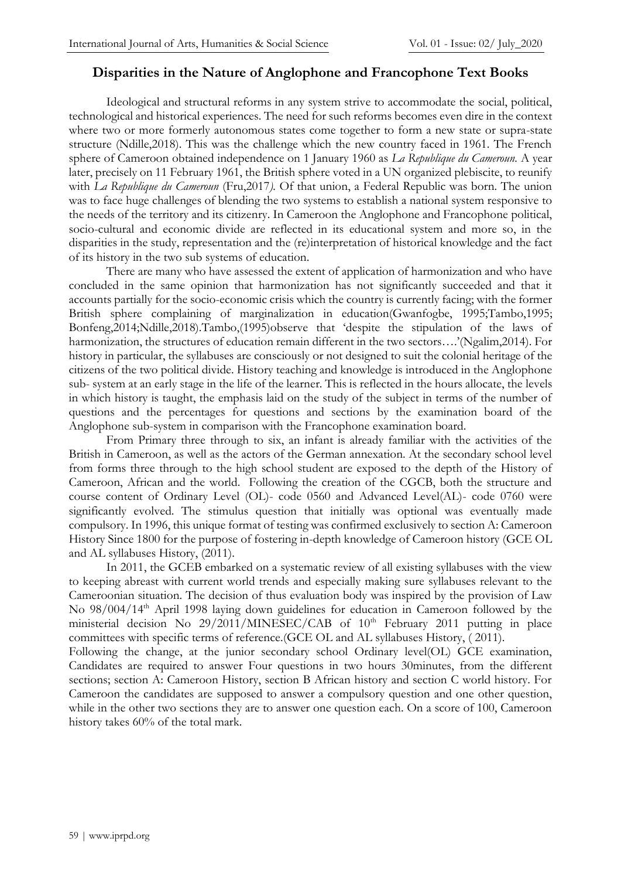## Disparities in the Nature of Anglophone and Francophone Text Books

Ideological and structural reforms in any system strive to accommodate the social, political, technological and historical experiences. The need for such reforms becomes even dire in the context where two or more formerly autonomous states come together to form a new state or supra-state structure (Ndille,2018). This was the challenge which the new country faced in 1961. The French sphere of Cameroon obtained independence on 1 January 1960 as *La Republique du Cameroun.* A year later, precisely on 11 February 1961, the British sphere voted in a UN organized plebiscite, to reunify with *La Republique du Cameroun* (Fru,2017*).* Of that union, a Federal Republic was born. The union was to face huge challenges of blending the two systems to establish a national system responsive to the needs of the territory and its citizenry. In Cameroon the Anglophone and Francophone political, socio-cultural and economic divide are reflected in its educational system and more so, in the disparities in the study, representation and the (re)interpretation of historical knowledge and the fact of its history in the two sub systems of education.

There are many who have assessed the extent of application of harmonization and who have concluded in the same opinion that harmonization has not significantly succeeded and that it accounts partially for the socio-economic crisis which the country is currently facing; with the former British sphere complaining of marginalization in education(Gwanfogbe, 1995;Tambo,1995; Bonfeng,2014;Ndille,2018).Tambo,(1995)observe that 'despite the stipulation of the laws of harmonization, the structures of education remain different in the two sectors….'(Ngalim,2014). For history in particular, the syllabuses are consciously or not designed to suit the colonial heritage of the citizens of the two political divide. History teaching and knowledge is introduced in the Anglophone sub- system at an early stage in the life of the learner. This is reflected in the hours allocate, the levels in which history is taught, the emphasis laid on the study of the subject in terms of the number of questions and the percentages for questions and sections by the examination board of the Anglophone sub-system in comparison with the Francophone examination board.

From Primary three through to six, an infant is already familiar with the activities of the British in Cameroon, as well as the actors of the German annexation. At the secondary school level from forms three through to the high school student are exposed to the depth of the History of Cameroon, African and the world. Following the creation of the CGCB, both the structure and course content of Ordinary Level (OL)- code 0560 and Advanced Level(AL)- code 0760 were significantly evolved. The stimulus question that initially was optional was eventually made compulsory. In 1996, this unique format of testing was confirmed exclusively to section A: Cameroon History Since 1800 for the purpose of fostering in-depth knowledge of Cameroon history (GCE OL and AL syllabuses History, (2011).

In 2011, the GCEB embarked on a systematic review of all existing syllabuses with the view to keeping abreast with current world trends and especially making sure syllabuses relevant to the Cameroonian situation. The decision of thus evaluation body was inspired by the provision of Law No 98/004/14th April 1998 laying down guidelines for education in Cameroon followed by the ministerial decision No 29/2011/MINESEC/CAB of 10th February 2011 putting in place committees with specific terms of reference.(GCE OL and AL syllabuses History, ( 2011).

Following the change, at the junior secondary school Ordinary level(OL) GCE examination, Candidates are required to answer Four questions in two hours 30minutes, from the different sections; section A: Cameroon History, section B African history and section C world history. For Cameroon the candidates are supposed to answer a compulsory question and one other question, while in the other two sections they are to answer one question each. On a score of 100, Cameroon history takes 60% of the total mark.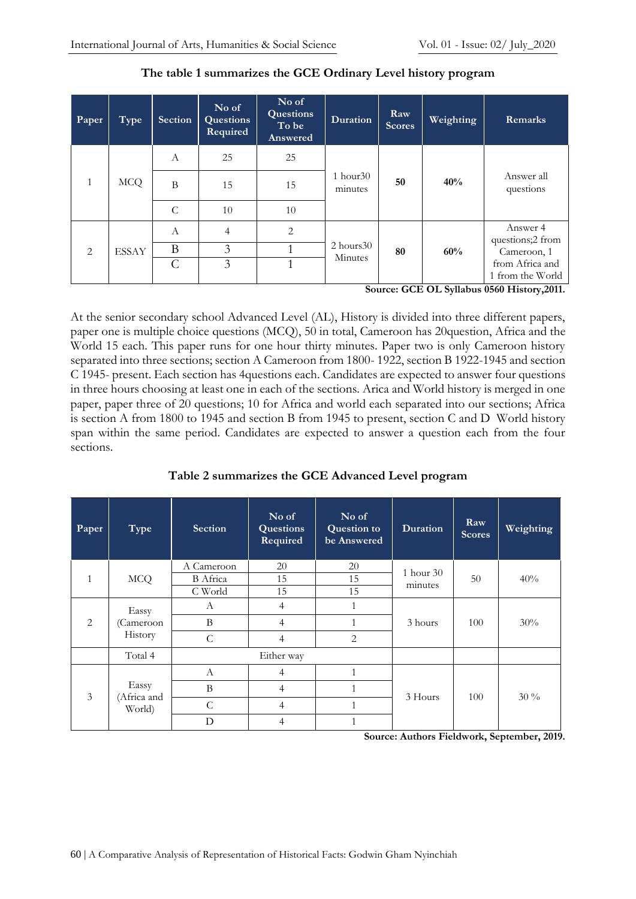**The table 1 summarizes the GCE Ordinary Level history program**

| Paper | Type | Section | No of Questions Required | No of Questions To be Answered | Duration | Raw Scores | Weighting | Remarks |
|---|---|---|---|---|---|---|---|---|
| 1 | MCQ | A | 25 | 25 | 1 hour30 minutes | **50** | **40%** | Answer all questions |
| | | B | 15 | 15 | | | | |
| | | C | 10 | 10 | | | | |
| 2 | ESSAY | A | 4 | 2 | 2 hours30 Minutes | **80** | **60%** | Answer 4 questions;2 from Cameroon, 1 from Africa and 1 from the World |
| | | B | 3 | 1 | | | | |
| | | C | 3 | 1 | | | | |

**Source: GCE OL Syllabus 0560 History,2011.**

At the senior secondary school Advanced Level (AL), History is divided into three different papers, paper one is multiple choice questions (MCQ), 50 in total, Cameroon has 20question, Africa and the World 15 each. This paper runs for one hour thirty minutes. Paper two is only Cameroon history separated into three sections; section A Cameroon from 1800- 1922, section B 1922-1945 and section C 1945- present. Each section has 4questions each. Candidates are expected to answer four questions in three hours choosing at least one in each of the sections. Arica and World history is merged in one paper, paper three of 20 questions; 10 for Africa and world each separated into our sections; Africa is section A from 1800 to 1945 and section B from 1945 to present, section C and D World history span within the same period. Candidates are expected to answer a question each from the four sections.

**Table 2 summarizes the GCE Advanced Level program**

| Paper | Type | Section | No of Questions Required | No of Question to be Answered | Duration | Raw Scores | Weighting |
|---|---|---|---|---|---|---|---|
| 1 | MCQ | A Cameroon | 20 | 20 | 1 hour 30 minutes | 50 | 40% |
| | | B Africa | 15 | 15 | | | |
| | | C World | 15 | 15 | | | |
| 2 | Eassy (Cameroon History | A | 4 | 1 | 3 hours | 100 | 30% |
| | | B | 4 | 1 | | | |
| | | C | 4 | 2 | | | |
| | Total 4 | Either way | | | | | |
| 3 | Eassy (Africa and World) | A | 4 | 1 | 3 Hours | 100 | 30 % |
| | | B | 4 | 1 | | | |
| | | C | 4 | 1 | | | |
| | | D | 4 | 1 | | | |

**Source: Authors Fieldwork, September, 2019.**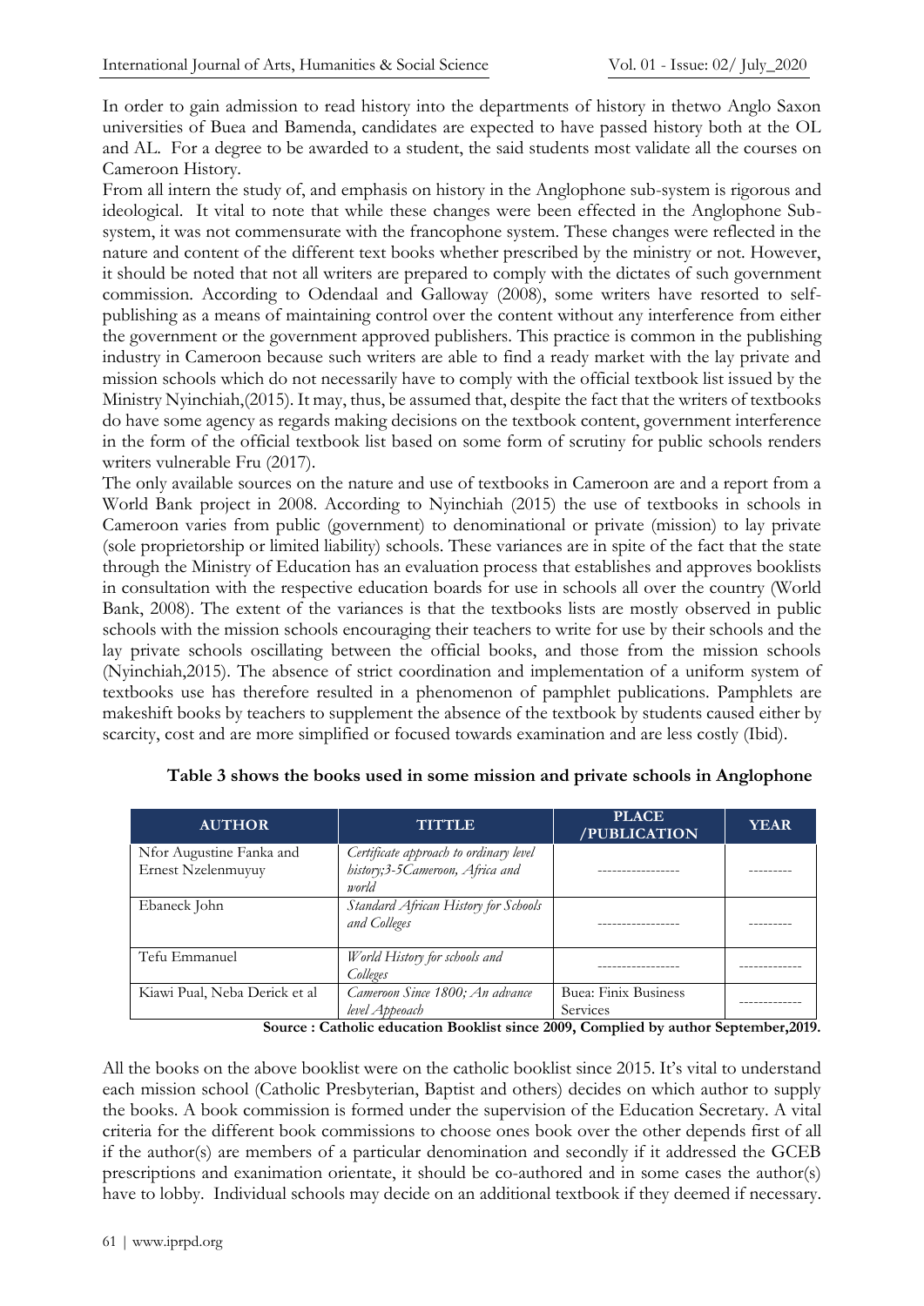In order to gain admission to read history into the departments of history in thetwo Anglo Saxon universities of Buea and Bamenda, candidates are expected to have passed history both at the OL and AL. For a degree to be awarded to a student, the said students most validate all the courses on Cameroon History.

From all intern the study of, and emphasis on history in the Anglophone sub-system is rigorous and ideological. It vital to note that while these changes were been effected in the Anglophone Sub-system, it was not commensurate with the francophone system. These changes were reflected in the nature and content of the different text books whether prescribed by the ministry or not. However, it should be noted that not all writers are prepared to comply with the dictates of such government commission. According to Odendaal and Galloway (2008), some writers have resorted to self-publishing as a means of maintaining control over the content without any interference from either the government or the government approved publishers. This practice is common in the publishing industry in Cameroon because such writers are able to find a ready market with the lay private and mission schools which do not necessarily have to comply with the official textbook list issued by the Ministry Nyinchiah,(2015). It may, thus, be assumed that, despite the fact that the writers of textbooks do have some agency as regards making decisions on the textbook content, government interference in the form of the official textbook list based on some form of scrutiny for public schools renders writers vulnerable Fru (2017).

The only available sources on the nature and use of textbooks in Cameroon are and a report from a World Bank project in 2008. According to Nyinchiah (2015) the use of textbooks in schools in Cameroon varies from public (government) to denominational or private (mission) to lay private (sole proprietorship or limited liability) schools. These variances are in spite of the fact that the state through the Ministry of Education has an evaluation process that establishes and approves booklists in consultation with the respective education boards for use in schools all over the country (World Bank, 2008). The extent of the variances is that the textbooks lists are mostly observed in public schools with the mission schools encouraging their teachers to write for use by their schools and the lay private schools oscillating between the official books, and those from the mission schools (Nyinchiah,2015). The absence of strict coordination and implementation of a uniform system of textbooks use has therefore resulted in a phenomenon of pamphlet publications. Pamphlets are makeshift books by teachers to supplement the absence of the textbook by students caused either by scarcity, cost and are more simplified or focused towards examination and are less costly (Ibid).

**Table 3 shows the books used in some mission and private schools in Anglophone**

| AUTHOR | TITTLE | PLACE /PUBLICATION | YEAR |
|---|---|---|---|
| Nfor Augustine Fanka and Ernest Nzelenmuyuy | *Certificate approach to ordinary level history;3-5Cameroon, Africa and world* | ----------------- | --------- |
| Ebaneck John | *Standard African History for Schools and Colleges* | ----------------- | --------- |
| Tefu Emmanuel | *World History for schools and Colleges* | ----------------- | ------------- |
| Kiawi Pual, Neba Derick et al | *Cameroon Since 1800; An advance level Appeoach* | Buea: Finix Business Services | ------------- |

**Source : Catholic education Booklist since 2009, Complied by author September,2019.**

All the books on the above booklist were on the catholic booklist since 2015. It's vital to understand each mission school (Catholic Presbyterian, Baptist and others) decides on which author to supply the books. A book commission is formed under the supervision of the Education Secretary. A vital criteria for the different book commissions to choose ones book over the other depends first of all if the author(s) are members of a particular denomination and secondly if it addressed the GCEB prescriptions and exanimation orientate, it should be co-authored and in some cases the author(s) have to lobby. Individual schools may decide on an additional textbook if they deemed if necessary.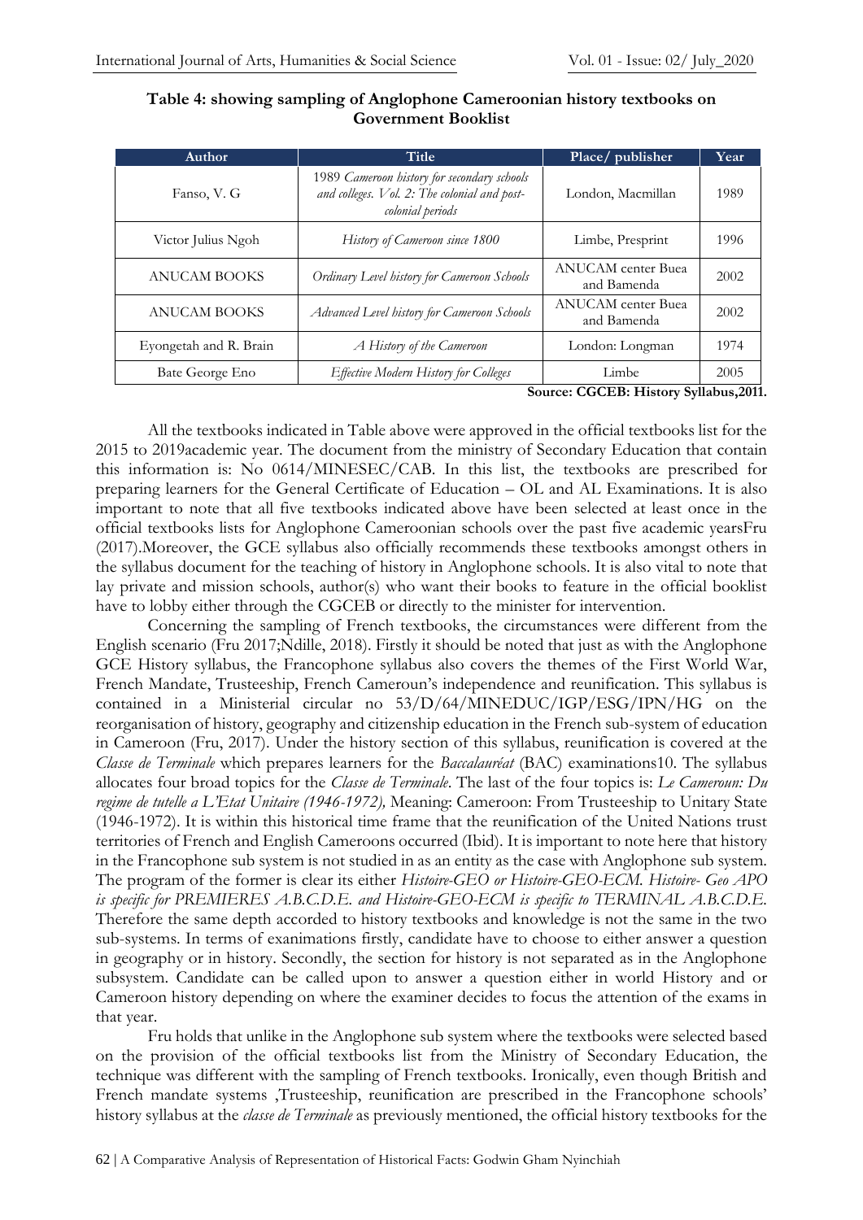**Table 4: showing sampling of Anglophone Cameroonian history textbooks on Government Booklist**

| Author | Title | Place/ publisher | Year |
|---|---|---|---|
| Fanso, V. G | *1989 Cameroon history for secondary schools and colleges. Vol. 2: The colonial and post-colonial periods* | London, Macmillan | 1989 |
| Victor Julius Ngoh | *History of Cameroon since 1800* | Limbe, Presprint | 1996 |
| ANUCAM BOOKS | *Ordinary Level history for Cameroon Schools* | ANUCAM center Buea and Bamenda | 2002 |
| ANUCAM BOOKS | *Advanced Level history for Cameroon Schools* | ANUCAM center Buea and Bamenda | 2002 |
| Eyongetah and R. Brain | *A History of the Cameroon* | London: Longman | 1974 |
| Bate George Eno | *Effective Modern History for Colleges* | Limbe | 2005 |

**Source: CGCEB: History Syllabus,2011.**

All the textbooks indicated in Table above were approved in the official textbooks list for the 2015 to 2019academic year. The document from the ministry of Secondary Education that contain this information is: No 0614/MINESEC/CAB. In this list, the textbooks are prescribed for preparing learners for the General Certificate of Education – OL and AL Examinations. It is also important to note that all five textbooks indicated above have been selected at least once in the official textbooks lists for Anglophone Cameroonian schools over the past five academic yearsFru (2017).Moreover, the GCE syllabus also officially recommends these textbooks amongst others in the syllabus document for the teaching of history in Anglophone schools. It is also vital to note that lay private and mission schools, author(s) who want their books to feature in the official booklist have to lobby either through the CGCEB or directly to the minister for intervention.

Concerning the sampling of French textbooks, the circumstances were different from the English scenario (Fru 2017;Ndille, 2018). Firstly it should be noted that just as with the Anglophone GCE History syllabus, the Francophone syllabus also covers the themes of the First World War, French Mandate, Trusteeship, French Cameroun's independence and reunification. This syllabus is contained in a Ministerial circular no 53/D/64/MINEDUC/IGP/ESG/IPN/HG on the reorganisation of history, geography and citizenship education in the French sub-system of education in Cameroon (Fru, 2017). Under the history section of this syllabus, reunification is covered at the *Classe de Terminale* which prepares learners for the *Baccalauréat* (BAC) examinations10. The syllabus allocates four broad topics for the *Classe de Terminale*. The last of the four topics is: *Le Cameroun: Du regime de tutelle a L'Etat Unitaire (1946-1972),* Meaning: Cameroon: From Trusteeship to Unitary State (1946-1972). It is within this historical time frame that the reunification of the United Nations trust territories of French and English Cameroons occurred (Ibid). It is important to note here that history in the Francophone sub system is not studied in as an entity as the case with Anglophone sub system. The program of the former is clear its either *Histoire-GEO or Histoire-GEO-ECM. Histoire- Geo APO is specific for PREMIERES A.B.C.D.E. and Histoire-GEO-ECM is specific to TERMINAL A.B.C.D.E.* Therefore the same depth accorded to history textbooks and knowledge is not the same in the two sub-systems. In terms of examinations firstly, candidate have to choose to either answer a question in geography or in history. Secondly, the section for history is not separated as in the Anglophone subsystem. Candidate can be called upon to answer a question either in world History and or Cameroon history depending on where the examiner decides to focus the attention of the exams in that year.

Fru holds that unlike in the Anglophone sub system where the textbooks were selected based on the provision of the official textbooks list from the Ministry of Secondary Education, the technique was different with the sampling of French textbooks. Ironically, even though British and French mandate systems ,Trusteeship, reunification are prescribed in the Francophone schools' history syllabus at the *classe de Terminale* as previously mentioned, the official history textbooks for the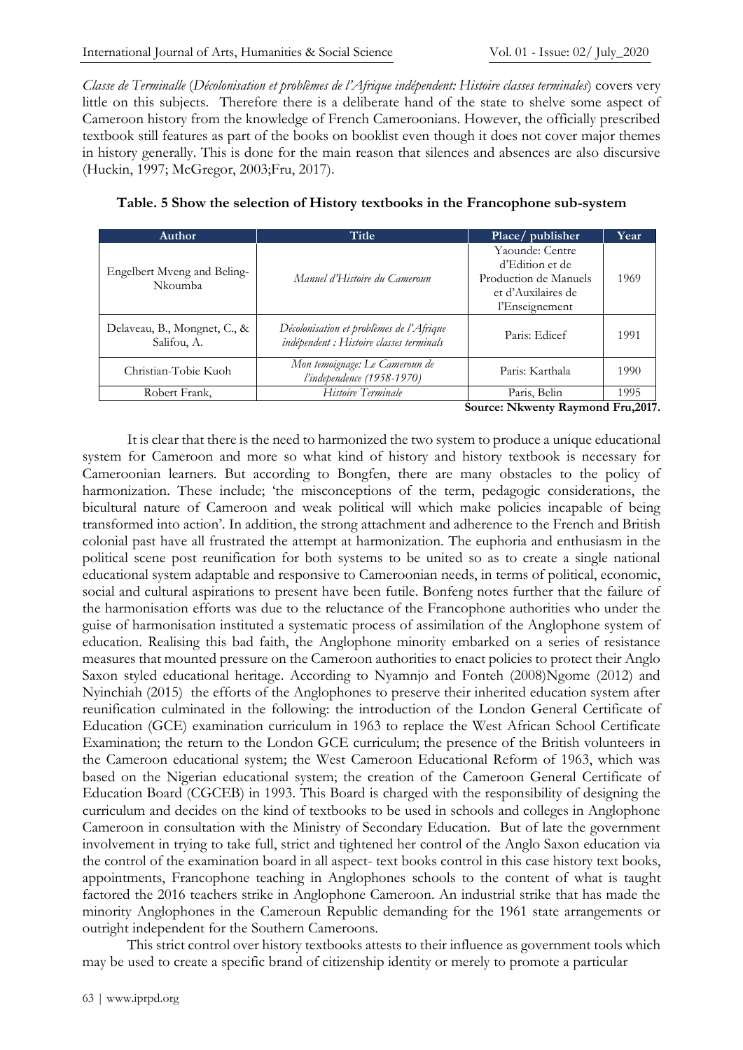*Classe de Terminalle* (*Décolonisation et problèmes de l'Afrique indépendent: Histoire classes terminales*) covers very little on this subjects. Therefore there is a deliberate hand of the state to shelve some aspect of Cameroon history from the knowledge of French Cameroonians. However, the officially prescribed textbook still features as part of the books on booklist even though it does not cover major themes in history generally. This is done for the main reason that silences and absences are also discursive (Huckin, 1997; McGregor, 2003;Fru, 2017).

**Table. 5 Show the selection of History textbooks in the Francophone sub-system**

| Author | Title | Place/ publisher | Year |
| --- | --- | --- | --- |
| Engelbert Mveng and Beling-Nkoumba | *Manuel d'Histoire du Cameroun* | Yaounde: Centre d'Edition et de Production des Manuels et d'Auxilaires de l'Enseignement | 1969 |
| Delaveau, B., Mongnet, C., & Salifou, A. | *Décolonisation et problèmes de l'Afrique indépendent : Histoire classes terminals* | Paris: Edicef | 1991 |
| Christian-Tobie Kuoh | *Mon temoignage: Le Cameroun de l'independence (1958-1970)* | Paris: Karthala | 1990 |
| Robert Frank, | *Histoire Terminale* | Paris, Belin | 1995 |

**Source: Nkwenty Raymond Fru,2017.**

It is clear that there is the need to harmonized the two system to produce a unique educational system for Cameroon and more so what kind of history and history textbook is necessary for Cameroonian learners. But according to Bongfen, there are many obstacles to the policy of harmonization. These include; 'the misconceptions of the term, pedagogic considerations, the bicultural nature of Cameroon and weak political will which make policies incapable of being transformed into action'. In addition, the strong attachment and adherence to the French and British colonial past have all frustrated the attempt at harmonization. The euphoria and enthusiasm in the political scene post reunification for both systems to be united so as to create a single national educational system adaptable and responsive to Cameroonian needs, in terms of political, economic, social and cultural aspirations to present have been futile. Bonfeng notes further that the failure of the harmonisation efforts was due to the reluctance of the Francophone authorities who under the guise of harmonisation instituted a systematic process of assimilation of the Anglophone system of education. Realising this bad faith, the Anglophone minority embarked on a series of resistance measures that mounted pressure on the Cameroon authorities to enact policies to protect their Anglo Saxon styled educational heritage. According to Nyamnjo and Fonteh (2008)Ngome (2012) and Nyinchiah (2015) the efforts of the Anglophones to preserve their inherited education system after reunification culminated in the following: the introduction of the London General Certificate of Education (GCE) examination curriculum in 1963 to replace the West African School Certificate Examination; the return to the London GCE curriculum; the presence of the British volunteers in the Cameroon educational system; the West Cameroon Educational Reform of 1963, which was based on the Nigerian educational system; the creation of the Cameroon General Certificate of Education Board (CGCEB) in 1993. This Board is charged with the responsibility of designing the curriculum and decides on the kind of textbooks to be used in schools and colleges in Anglophone Cameroon in consultation with the Ministry of Secondary Education. But of late the government involvement in trying to take full, strict and tightened her control of the Anglo Saxon education via the control of the examination board in all aspect- text books control in this case history text books, appointments, Francophone teaching in Anglophones schools to the content of what is taught factored the 2016 teachers strike in Anglophone Cameroon. An industrial strike that has made the minority Anglophones in the Cameroun Republic demanding for the 1961 state arrangements or outright independent for the Southern Cameroons.

This strict control over history textbooks attests to their influence as government tools which may be used to create a specific brand of citizenship identity or merely to promote a particular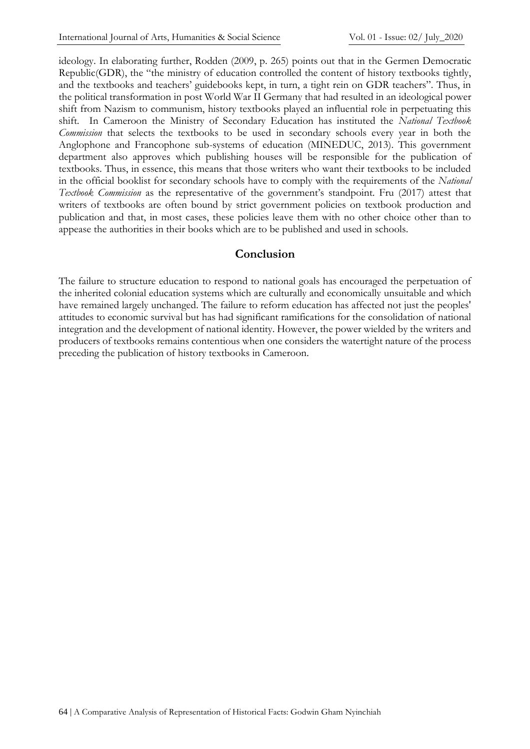ideology. In elaborating further, Rodden (2009, p. 265) points out that in the Germen Democratic Republic(GDR), the "the ministry of education controlled the content of history textbooks tightly, and the textbooks and teachers' guidebooks kept, in turn, a tight rein on GDR teachers". Thus, in the political transformation in post World War II Germany that had resulted in an ideological power shift from Nazism to communism, history textbooks played an influential role in perpetuating this shift. In Cameroon the Ministry of Secondary Education has instituted the *National Textbook Commission* that selects the textbooks to be used in secondary schools every year in both the Anglophone and Francophone sub-systems of education (MINEDUC, 2013). This government department also approves which publishing houses will be responsible for the publication of textbooks. Thus, in essence, this means that those writers who want their textbooks to be included in the official booklist for secondary schools have to comply with the requirements of the *National Textbook Commission* as the representative of the government's standpoint. Fru (2017) attest that writers of textbooks are often bound by strict government policies on textbook production and publication and that, in most cases, these policies leave them with no other choice other than to appease the authorities in their books which are to be published and used in schools.

## Conclusion

The failure to structure education to respond to national goals has encouraged the perpetuation of the inherited colonial education systems which are culturally and economically unsuitable and which have remained largely unchanged. The failure to reform education has affected not just the peoples' attitudes to economic survival but has had significant ramifications for the consolidation of national integration and the development of national identity. However, the power wielded by the writers and producers of textbooks remains contentious when one considers the watertight nature of the process preceding the publication of history textbooks in Cameroon.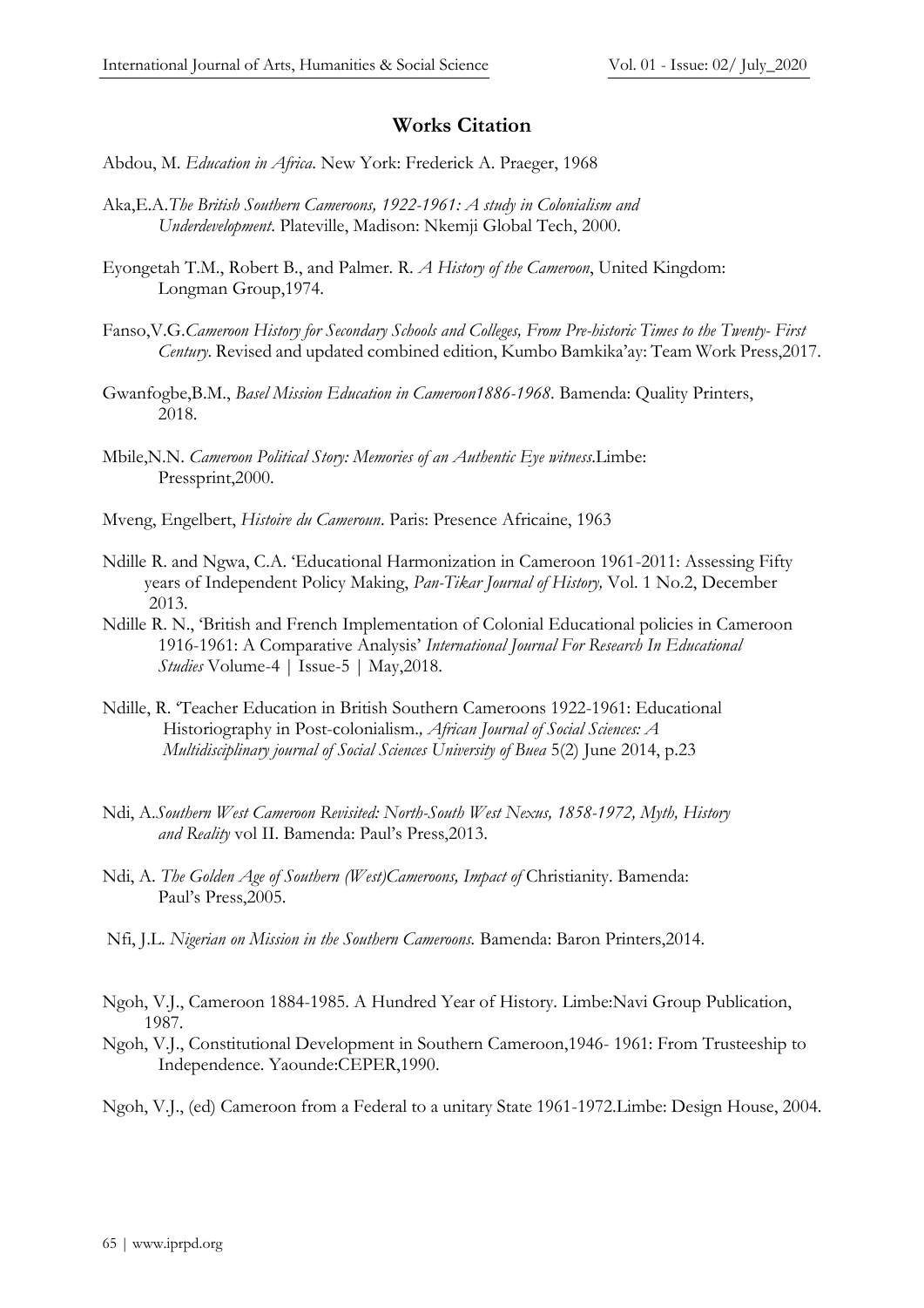## Works Citation

Abdou, M. *Education in Africa*. New York: Frederick A. Praeger, 1968

Aka,E.A.*The British Southern Cameroons, 1922-1961: A study in Colonialism and Underdevelopment*. Plateville, Madison: Nkemji Global Tech, 2000.

Eyongetah T.M., Robert B., and Palmer. R. *A History of the Cameroon*, United Kingdom: Longman Group,1974.

Fanso,V.G.*Cameroon History for Secondary Schools and Colleges, From Pre-historic Times to the Twenty- First Century*. Revised and updated combined edition, Kumbo Bamkika'ay: Team Work Press,2017.

Gwanfogbe,B.M., *Basel Mission Education in Cameroon1886-1968*. Bamenda: Quality Printers, 2018.

Mbile,N.N. *Cameroon Political Story: Memories of an Authentic Eye witness*.Limbe: Pressprint,2000.

Mveng, Engelbert, *Histoire du Cameroun*. Paris: Presence Africaine, 1963

Ndille R. and Ngwa, C.A. 'Educational Harmonization in Cameroon 1961-2011: Assessing Fifty years of Independent Policy Making, *Pan-Tikar Journal of History,* Vol. 1 No.2, December 2013.

Ndille R. N., 'British and French Implementation of Colonial Educational policies in Cameroon 1916-1961: A Comparative Analysis' *International Journal For Research In Educational Studies* Volume-4 | Issue-5 | May,2018.

Ndille, R. 'Teacher Education in British Southern Cameroons 1922-1961: Educational Historiography in Post-colonialism.*, African Journal of Social Sciences: A Multidisciplinary journal of Social Sciences University of Buea* 5(2) June 2014, p.23

Ndi, A.*Southern West Cameroon Revisited: North-South West Nexus, 1858-1972, Myth, History and Reality* vol II. Bamenda: Paul's Press,2013.

Ndi, A. *The Golden Age of Southern (West)Cameroons, Impact of* Christianity. Bamenda: Paul's Press,2005.

Nfi, J.L. *Nigerian on Mission in the Southern Cameroons.* Bamenda: Baron Printers,2014.

Ngoh, V.J., Cameroon 1884-1985. A Hundred Year of History. Limbe:Navi Group Publication, 1987.

Ngoh, V.J., Constitutional Development in Southern Cameroon,1946- 1961: From Trusteeship to Independence. Yaounde:CEPER,1990.

Ngoh, V.J., (ed) Cameroon from a Federal to a unitary State 1961-1972.Limbe: Design House, 2004.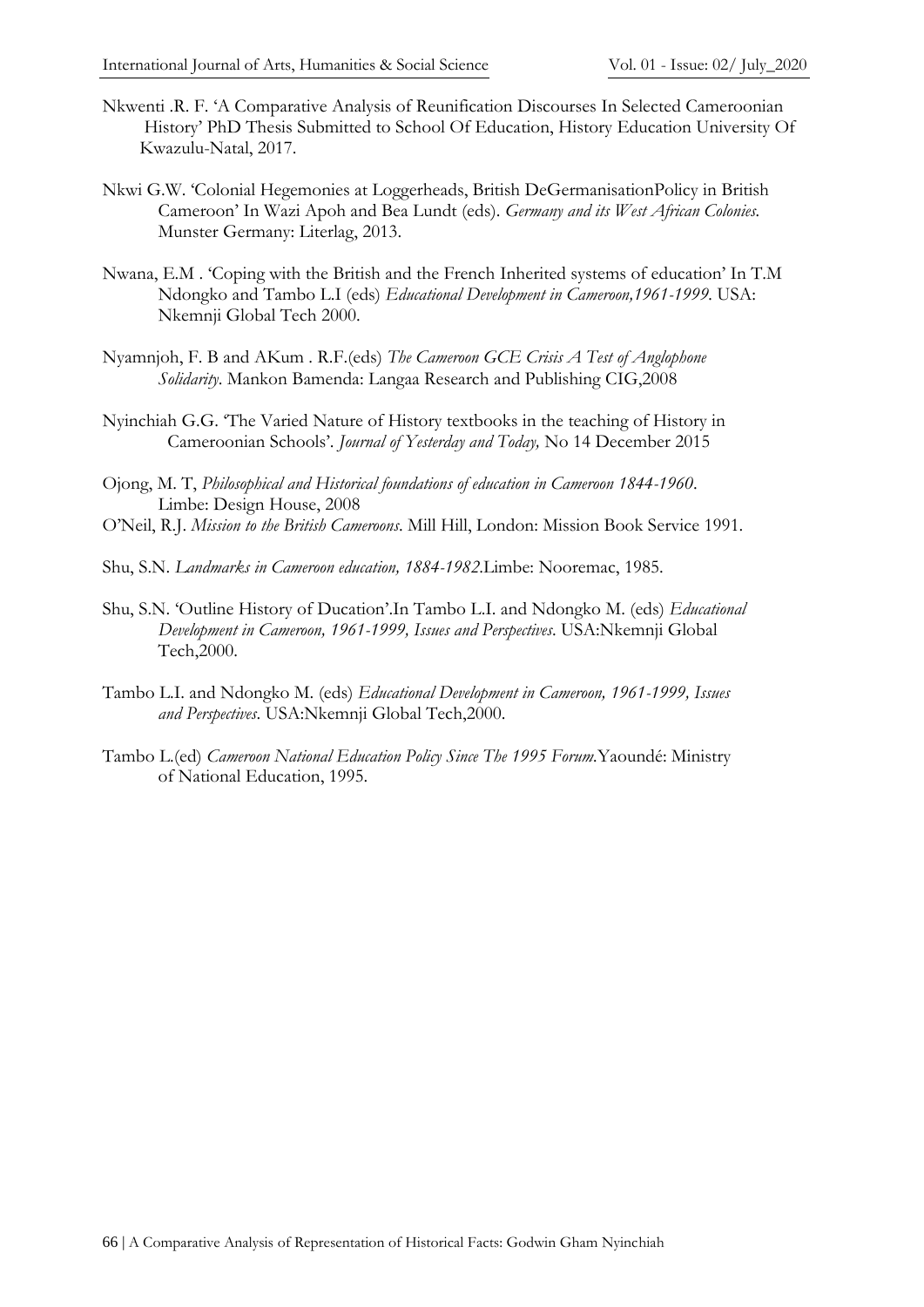Nkwenti .R. F. 'A Comparative Analysis of Reunification Discourses In Selected Cameroonian History' PhD Thesis Submitted to School Of Education, History Education University Of Kwazulu-Natal, 2017.

Nkwi G.W. 'Colonial Hegemonies at Loggerheads, British DeGermanisationPolicy in British Cameroon' In Wazi Apoh and Bea Lundt (eds). *Germany and its West African Colonies.* Munster Germany: Literlag, 2013.

Nwana, E.M . 'Coping with the British and the French Inherited systems of education' In T.M Ndongko and Tambo L.I (eds) *Educational Development in Cameroon,1961-1999.* USA: Nkemnji Global Tech 2000.

Nyamnjoh, F. B and AKum . R.F.(eds) *The Cameroon GCE Crisis A Test of Anglophone Solidarity.* Mankon Bamenda: Langaa Research and Publishing CIG,2008

Nyinchiah G.G. 'The Varied Nature of History textbooks in the teaching of History in Cameroonian Schools'. *Journal of Yesterday and Today,* No 14 December 2015

Ojong, M. T, *Philosophical and Historical foundations of education in Cameroon 1844-1960*. Limbe: Design House, 2008

O'Neil, R.J. *Mission to the British Cameroons*. Mill Hill, London: Mission Book Service 1991.

Shu, S.N. *Landmarks in Cameroon education, 1884-1982*.Limbe: Nooremac, 1985.

Shu, S.N. 'Outline History of Ducation'.In Tambo L.I. and Ndongko M. (eds) *Educational Development in Cameroon, 1961-1999, Issues and Perspectives*. USA:Nkemnji Global Tech,2000.

Tambo L.I. and Ndongko M. (eds) *Educational Development in Cameroon, 1961-1999, Issues and Perspectives*. USA:Nkemnji Global Tech,2000.

Tambo L.(ed) *Cameroon National Education Policy Since The 1995 Forum*.Yaoundé: Ministry of National Education, 1995.